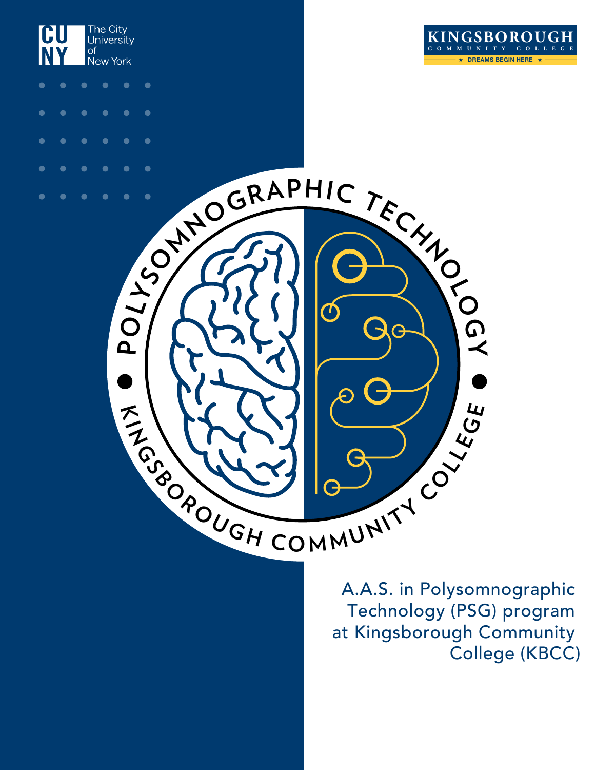The City University of New York

KINGSBOROUGH COMMUNITY COLLEGE

DREAMS BEGIN HERE

POLYSOMNOGRAPHIC TECHNOLOGY • KINGSBOROUGH COMMUNITY COLLEGE •

# A.A.S. in Polysomnographic Technology (PSG) program at Kingsborough Community College (KBCC)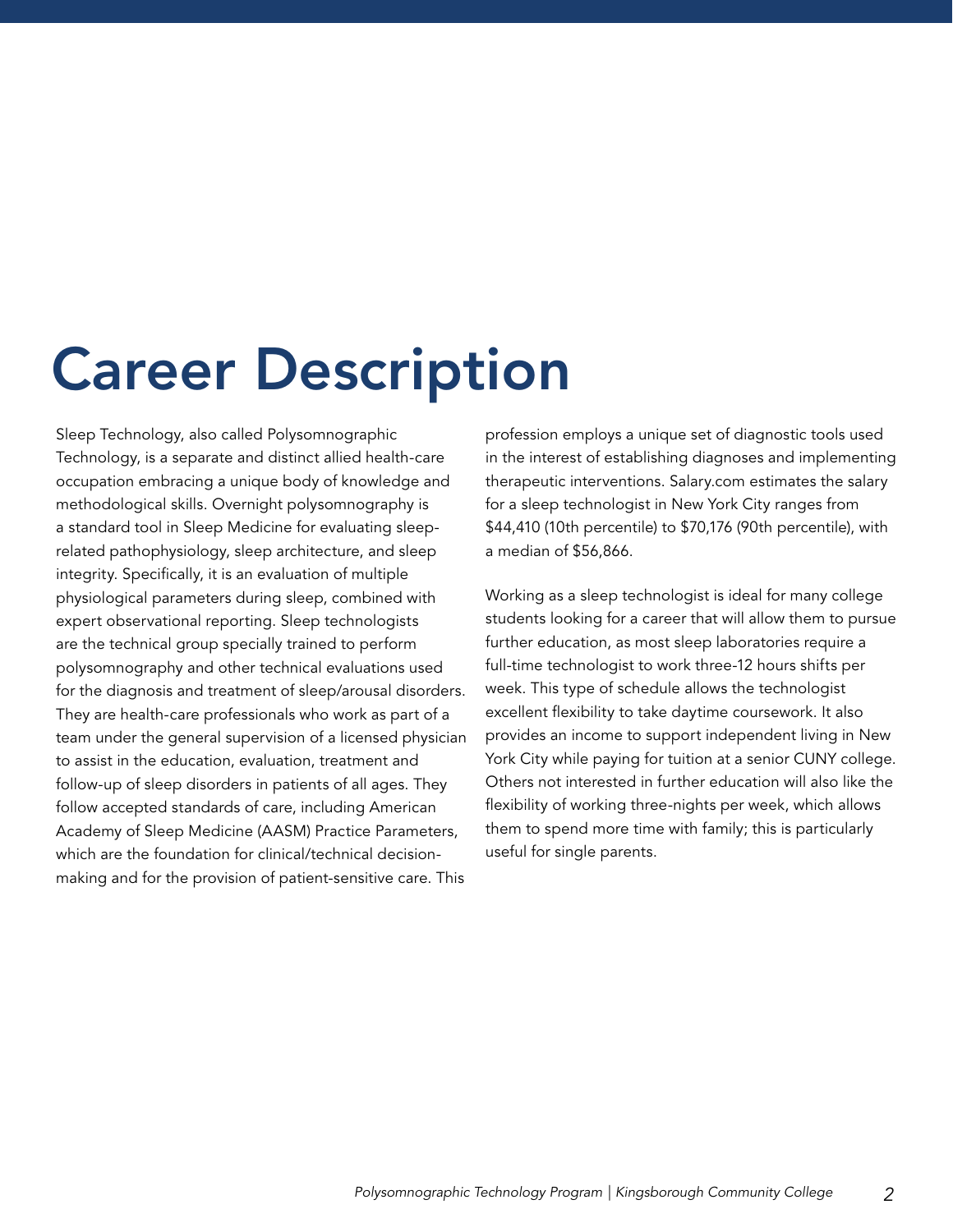# Career Description

Sleep Technology, also called Polysomnographic Technology, is a separate and distinct allied health-care occupation embracing a unique body of knowledge and methodological skills. Overnight polysomnography is a standard tool in Sleep Medicine for evaluating sleep-related pathophysiology, sleep architecture, and sleep integrity. Specifically, it is an evaluation of multiple physiological parameters during sleep, combined with expert observational reporting. Sleep technologists are the technical group specially trained to perform polysomnography and other technical evaluations used for the diagnosis and treatment of sleep/arousal disorders. They are health-care professionals who work as part of a team under the general supervision of a licensed physician to assist in the education, evaluation, treatment and follow-up of sleep disorders in patients of all ages. They follow accepted standards of care, including American Academy of Sleep Medicine (AASM) Practice Parameters, which are the foundation for clinical/technical decision-making and for the provision of patient-sensitive care. This profession employs a unique set of diagnostic tools used in the interest of establishing diagnoses and implementing therapeutic interventions. Salary.com estimates the salary for a sleep technologist in New York City ranges from $44,410 (10th percentile) to $70,176 (90th percentile), with a median of $56,866.

Working as a sleep technologist is ideal for many college students looking for a career that will allow them to pursue further education, as most sleep laboratories require a full-time technologist to work three-12 hours shifts per week. This type of schedule allows the technologist excellent flexibility to take daytime coursework. It also provides an income to support independent living in New York City while paying for tuition at a senior CUNY college. Others not interested in further education will also like the flexibility of working three-nights per week, which allows them to spend more time with family; this is particularly useful for single parents.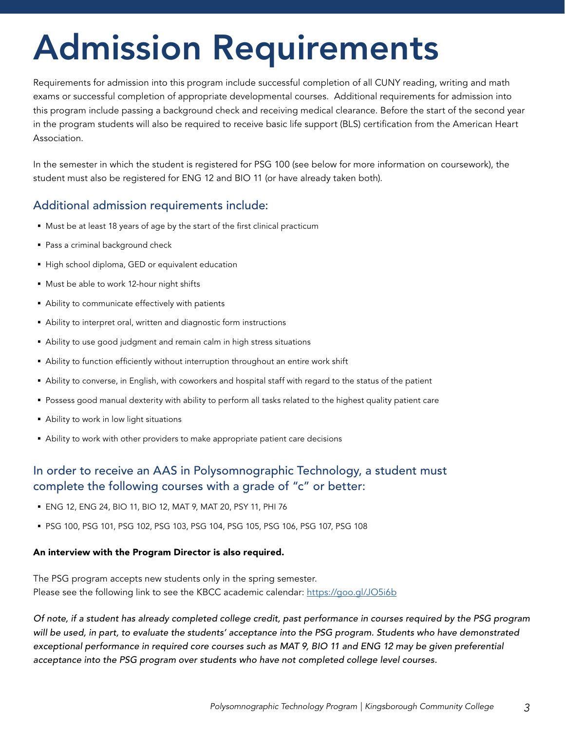# Admission Requirements

Requirements for admission into this program include successful completion of all CUNY reading, writing and math exams or successful completion of appropriate developmental courses. Additional requirements for admission into this program include passing a background check and receiving medical clearance. Before the start of the second year in the program students will also be required to receive basic life support (BLS) certification from the American Heart Association.

In the semester in which the student is registered for PSG 100 (see below for more information on coursework), the student must also be registered for ENG 12 and BIO 11 (or have already taken both).

## Additional admission requirements include:

- Must be at least 18 years of age by the start of the first clinical practicum
- Pass a criminal background check
- High school diploma, GED or equivalent education
- Must be able to work 12-hour night shifts
- Ability to communicate effectively with patients
- Ability to interpret oral, written and diagnostic form instructions
- Ability to use good judgment and remain calm in high stress situations
- Ability to function efficiently without interruption throughout an entire work shift
- Ability to converse, in English, with coworkers and hospital staff with regard to the status of the patient
- Possess good manual dexterity with ability to perform all tasks related to the highest quality patient care
- Ability to work in low light situations
- Ability to work with other providers to make appropriate patient care decisions

## In order to receive an AAS in Polysomnographic Technology, a student must complete the following courses with a grade of "c" or better:

- ENG 12, ENG 24, BIO 11, BIO 12, MAT 9, MAT 20, PSY 11, PHI 76
- PSG 100, PSG 101, PSG 102, PSG 103, PSG 104, PSG 105, PSG 106, PSG 107, PSG 108

**An interview with the Program Director is also required.**

The PSG program accepts new students only in the spring semester.
Please see the following link to see the KBCC academic calendar: https://goo.gl/JO5i6b

*Of note, if a student has already completed college credit, past performance in courses required by the PSG program will be used, in part, to evaluate the students' acceptance into the PSG program. Students who have demonstrated exceptional performance in required core courses such as MAT 9, BIO 11 and ENG 12 may be given preferential acceptance into the PSG program over students who have not completed college level courses.*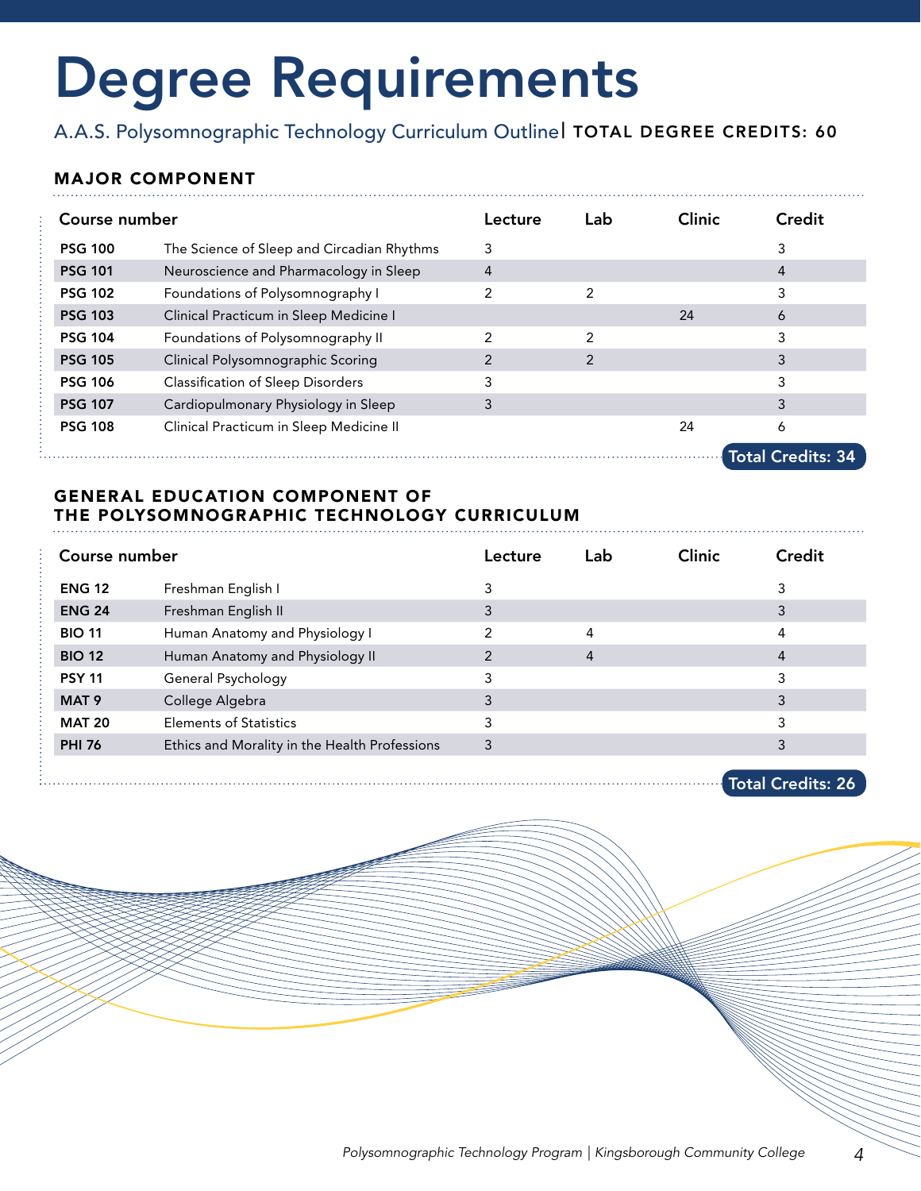# Degree Requirements

A.A.S. Polysomnographic Technology Curriculum Outline | **TOTAL DEGREE CREDITS: 60**

## MAJOR COMPONENT

| Course number | | Lecture | Lab | Clinic | Credit |
|---|---|---|---|---|---|
| **PSG 100** | The Science of Sleep and Circadian Rhythms | 3 | | | 3 |
| **PSG 101** | Neuroscience and Pharmacology in Sleep | 4 | | | 4 |
| **PSG 102** | Foundations of Polysomnography I | 2 | 2 | | 3 |
| **PSG 103** | Clinical Practicum in Sleep Medicine I | | | 24 | 6 |
| **PSG 104** | Foundations of Polysomnography II | 2 | 2 | | 3 |
| **PSG 105** | Clinical Polysomnographic Scoring | 2 | 2 | | 3 |
| **PSG 106** | Classification of Sleep Disorders | 3 | | | 3 |
| **PSG 107** | Cardiopulmonary Physiology in Sleep | 3 | | | 3 |
| **PSG 108** | Clinical Practicum in Sleep Medicine II | | | 24 | 6 |

**Total Credits: 34**

## GENERAL EDUCATION COMPONENT OF THE POLYSOMNOGRAPHIC TECHNOLOGY CURRICULUM

| Course number | | Lecture | Lab | Clinic | Credit |
|---|---|---|---|---|---|
| **ENG 12** | Freshman English I | 3 | | | 3 |
| **ENG 24** | Freshman English II | 3 | | | 3 |
| **BIO 11** | Human Anatomy and Physiology I | 2 | 4 | | 4 |
| **BIO 12** | Human Anatomy and Physiology II | 2 | 4 | | 4 |
| **PSY 11** | General Psychology | 3 | | | 3 |
| **MAT 9** | College Algebra | 3 | | | 3 |
| **MAT 20** | Elements of Statistics | 3 | | | 3 |
| **PHI 76** | Ethics and Morality in the Health Professions | 3 | | | 3 |

**Total Credits: 26**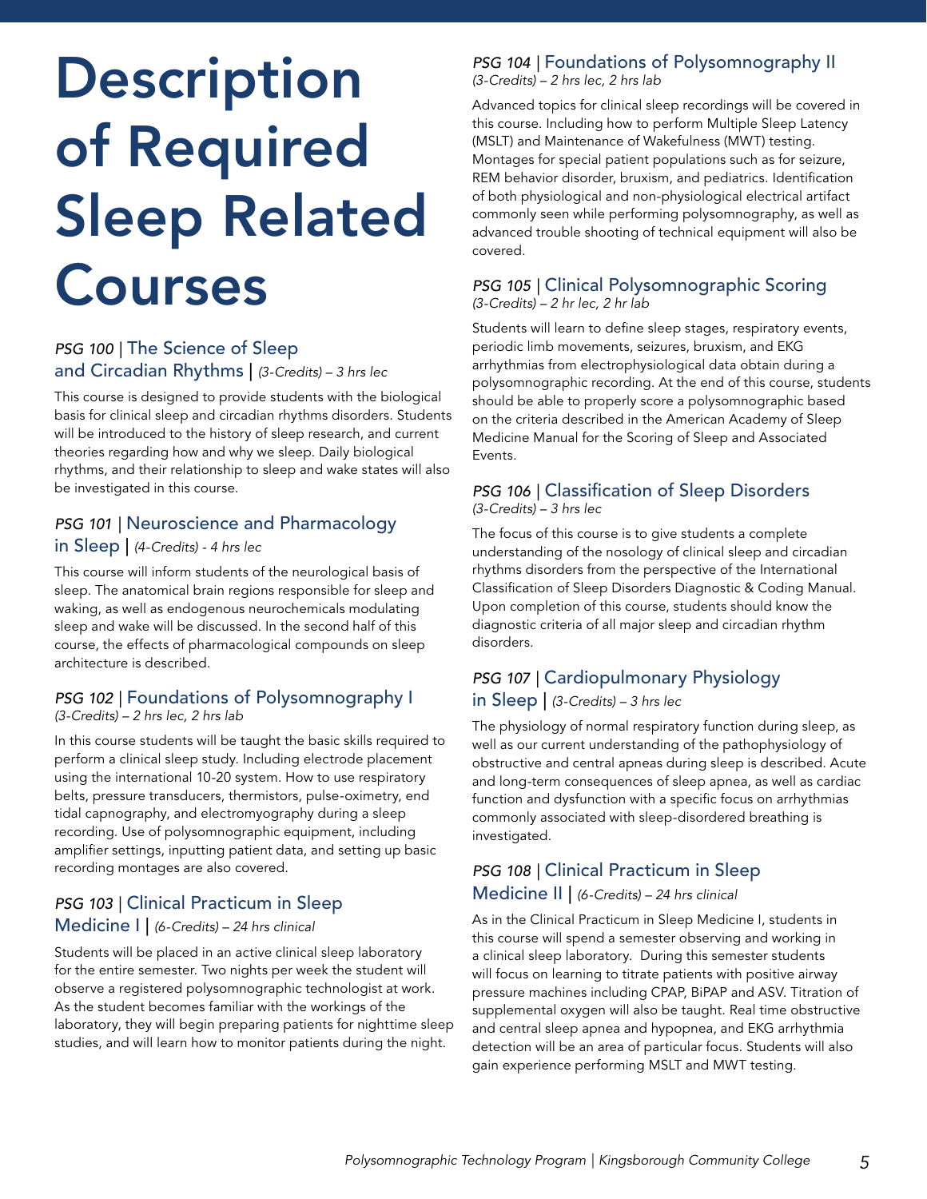# Description of Required Sleep Related Courses

### *PSG 100* | The Science of Sleep and Circadian Rhythms | *(3-Credits) – 3 hrs lec*

This course is designed to provide students with the biological basis for clinical sleep and circadian rhythms disorders. Students will be introduced to the history of sleep research, and current theories regarding how and why we sleep. Daily biological rhythms, and their relationship to sleep and wake states will also be investigated in this course.

### *PSG 101* | Neuroscience and Pharmacology in Sleep | *(4-Credits) - 4 hrs lec*

This course will inform students of the neurological basis of sleep. The anatomical brain regions responsible for sleep and waking, as well as endogenous neurochemicals modulating sleep and wake will be discussed. In the second half of this course, the effects of pharmacological compounds on sleep architecture is described.

### *PSG 102* | Foundations of Polysomnography I

*(3-Credits) – 2 hrs lec, 2 hrs lab*

In this course students will be taught the basic skills required to perform a clinical sleep study. Including electrode placement using the international 10-20 system. How to use respiratory belts, pressure transducers, thermistors, pulse-oximetry, end tidal capnography, and electromyography during a sleep recording. Use of polysomnographic equipment, including amplifier settings, inputting patient data, and setting up basic recording montages are also covered.

### *PSG 103* | Clinical Practicum in Sleep Medicine I | *(6-Credits) – 24 hrs clinical*

Students will be placed in an active clinical sleep laboratory for the entire semester. Two nights per week the student will observe a registered polysomnographic technologist at work. As the student becomes familiar with the workings of the laboratory, they will begin preparing patients for nighttime sleep studies, and will learn how to monitor patients during the night.

### *PSG 104* | Foundations of Polysomnography II

*(3-Credits) – 2 hrs lec, 2 hrs lab*

Advanced topics for clinical sleep recordings will be covered in this course. Including how to perform Multiple Sleep Latency (MSLT) and Maintenance of Wakefulness (MWT) testing. Montages for special patient populations such as for seizure, REM behavior disorder, bruxism, and pediatrics. Identification of both physiological and non-physiological electrical artifact commonly seen while performing polysomnography, as well as advanced trouble shooting of technical equipment will also be covered.

### *PSG 105* | Clinical Polysomnographic Scoring

*(3-Credits) – 2 hr lec, 2 hr lab*

Students will learn to define sleep stages, respiratory events, periodic limb movements, seizures, bruxism, and EKG arrhythmias from electrophysiological data obtain during a polysomnographic recording. At the end of this course, students should be able to properly score a polysomnographic based on the criteria described in the American Academy of Sleep Medicine Manual for the Scoring of Sleep and Associated Events.

### *PSG 106* | Classification of Sleep Disorders

*(3-Credits) – 3 hrs lec*

The focus of this course is to give students a complete understanding of the nosology of clinical sleep and circadian rhythms disorders from the perspective of the International Classification of Sleep Disorders Diagnostic & Coding Manual. Upon completion of this course, students should know the diagnostic criteria of all major sleep and circadian rhythm disorders.

### *PSG 107* | Cardiopulmonary Physiology in Sleep | *(3-Credits) – 3 hrs lec*

The physiology of normal respiratory function during sleep, as well as our current understanding of the pathophysiology of obstructive and central apneas during sleep is described. Acute and long-term consequences of sleep apnea, as well as cardiac function and dysfunction with a specific focus on arrhythmias commonly associated with sleep-disordered breathing is investigated.

### *PSG 108* | Clinical Practicum in Sleep Medicine II | *(6-Credits) – 24 hrs clinical*

As in the Clinical Practicum in Sleep Medicine I, students in this course will spend a semester observing and working in a clinical sleep laboratory. During this semester students will focus on learning to titrate patients with positive airway pressure machines including CPAP, BiPAP and ASV. Titration of supplemental oxygen will also be taught. Real time obstructive and central sleep apnea and hypopnea, and EKG arrhythmia detection will be an area of particular focus. Students will also gain experience performing MSLT and MWT testing.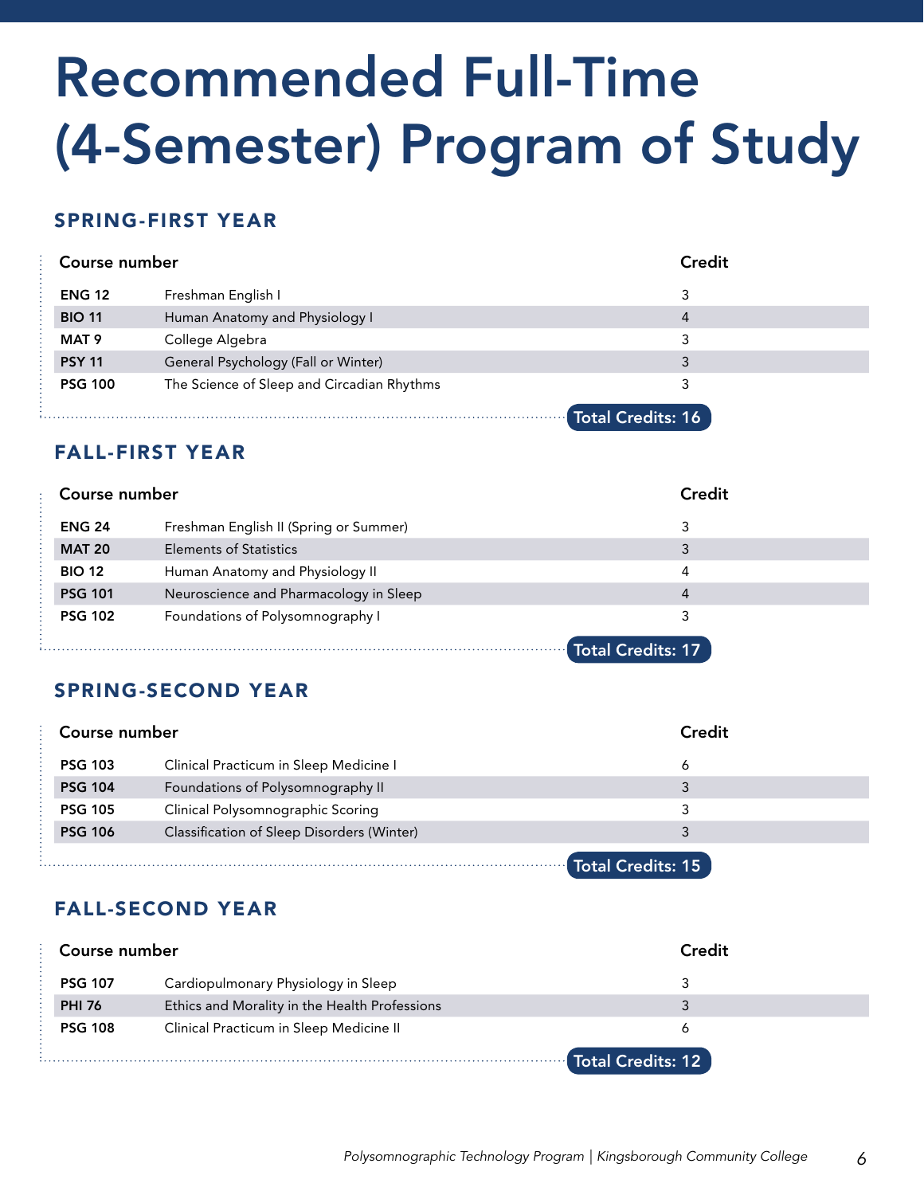# Recommended Full-Time (4-Semester) Program of Study

## SPRING-FIRST YEAR

| Course number | | Credit |
|---|---|---|
| **ENG 12** | Freshman English I | 3 |
| **BIO 11** | Human Anatomy and Physiology I | 4 |
| **MAT 9** | College Algebra | 3 |
| **PSY 11** | General Psychology (Fall or Winter) | 3 |
| **PSG 100** | The Science of Sleep and Circadian Rhythms | 3 |

**Total Credits: 16**

## FALL-FIRST YEAR

| Course number | | Credit |
|---|---|---|
| **ENG 24** | Freshman English II (Spring or Summer) | 3 |
| **MAT 20** | Elements of Statistics | 3 |
| **BIO 12** | Human Anatomy and Physiology II | 4 |
| **PSG 101** | Neuroscience and Pharmacology in Sleep | 4 |
| **PSG 102** | Foundations of Polysomnography I | 3 |

**Total Credits: 17**

## SPRING-SECOND YEAR

| Course number | | Credit |
|---|---|---|
| **PSG 103** | Clinical Practicum in Sleep Medicine I | 6 |
| **PSG 104** | Foundations of Polysomnography II | 3 |
| **PSG 105** | Clinical Polysomnographic Scoring | 3 |
| **PSG 106** | Classification of Sleep Disorders (Winter) | 3 |

**Total Credits: 15**

## FALL-SECOND YEAR

| Course number | | Credit |
|---|---|---|
| **PSG 107** | Cardiopulmonary Physiology in Sleep | 3 |
| **PHI 76** | Ethics and Morality in the Health Professions | 3 |
| **PSG 108** | Clinical Practicum in Sleep Medicine II | 6 |

**Total Credits: 12**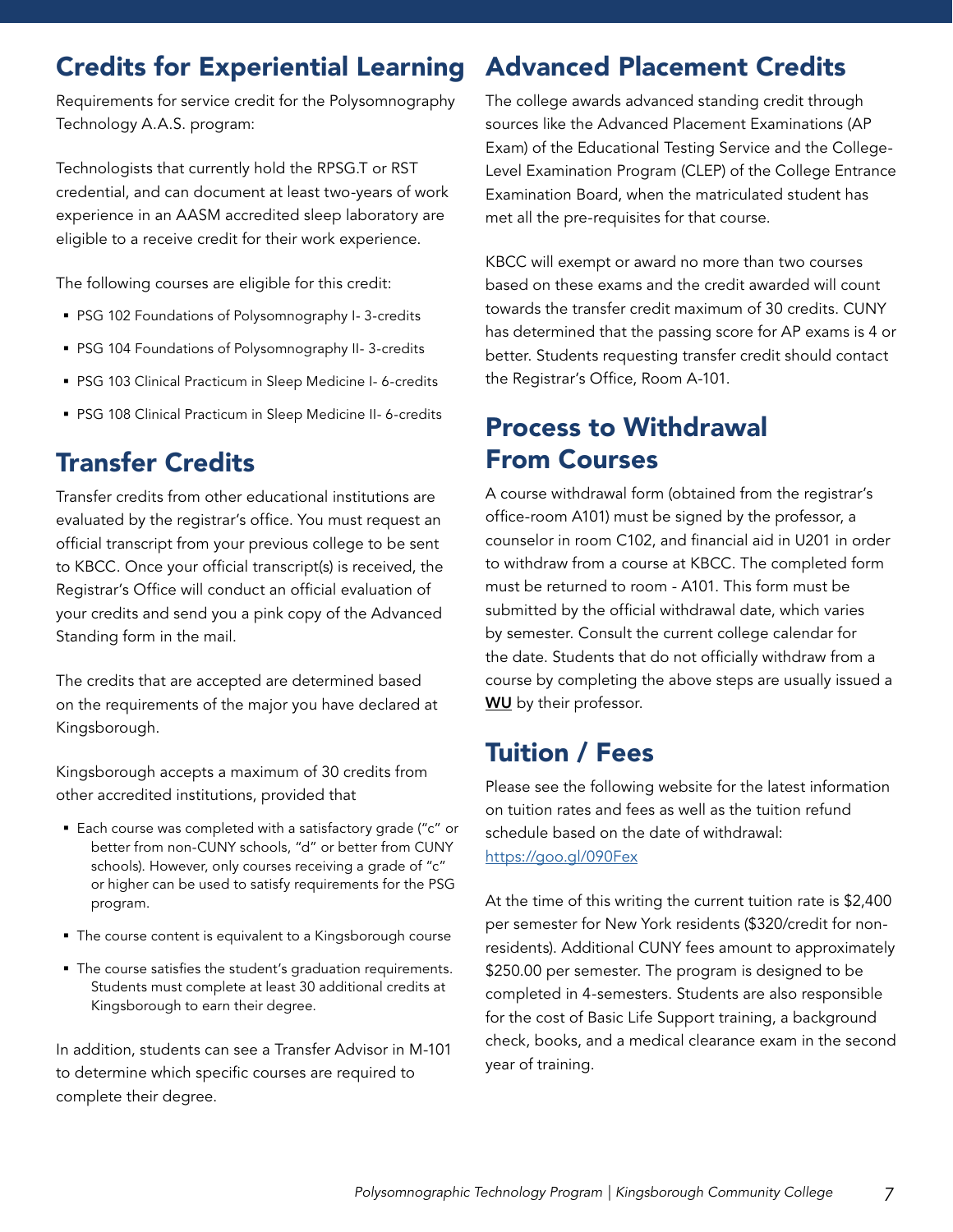## Credits for Experiential Learning

Requirements for service credit for the Polysomnography Technology A.A.S. program:

Technologists that currently hold the RPSG.T or RST credential, and can document at least two-years of work experience in an AASM accredited sleep laboratory are eligible to a receive credit for their work experience.

The following courses are eligible for this credit:

- PSG 102 Foundations of Polysomnography I- 3-credits
- PSG 104 Foundations of Polysomnography II- 3-credits
- PSG 103 Clinical Practicum in Sleep Medicine I- 6-credits
- PSG 108 Clinical Practicum in Sleep Medicine II- 6-credits

## Transfer Credits

Transfer credits from other educational institutions are evaluated by the registrar's office. You must request an official transcript from your previous college to be sent to KBCC. Once your official transcript(s) is received, the Registrar's Office will conduct an official evaluation of your credits and send you a pink copy of the Advanced Standing form in the mail.

The credits that are accepted are determined based on the requirements of the major you have declared at Kingsborough.

Kingsborough accepts a maximum of 30 credits from other accredited institutions, provided that

- Each course was completed with a satisfactory grade ("c" or better from non-CUNY schools, "d" or better from CUNY schools). However, only courses receiving a grade of "c" or higher can be used to satisfy requirements for the PSG program.
- The course content is equivalent to a Kingsborough course
- The course satisfies the student's graduation requirements. Students must complete at least 30 additional credits at Kingsborough to earn their degree.

In addition, students can see a Transfer Advisor in M-101 to determine which specific courses are required to complete their degree.

## Advanced Placement Credits

The college awards advanced standing credit through sources like the Advanced Placement Examinations (AP Exam) of the Educational Testing Service and the College-Level Examination Program (CLEP) of the College Entrance Examination Board, when the matriculated student has met all the pre-requisites for that course.

KBCC will exempt or award no more than two courses based on these exams and the credit awarded will count towards the transfer credit maximum of 30 credits. CUNY has determined that the passing score for AP exams is 4 or better. Students requesting transfer credit should contact the Registrar's Office, Room A-101.

## Process to Withdrawal From Courses

A course withdrawal form (obtained from the registrar's office-room A101) must be signed by the professor, a counselor in room C102, and financial aid in U201 in order to withdraw from a course at KBCC. The completed form must be returned to room - A101. This form must be submitted by the official withdrawal date, which varies by semester. Consult the current college calendar for the date. Students that do not officially withdraw from a course by completing the above steps are usually issued a **WU** by their professor.

## Tuition / Fees

Please see the following website for the latest information on tuition rates and fees as well as the tuition refund schedule based on the date of withdrawal: https://goo.gl/090Fex

At the time of this writing the current tuition rate is $2,400 per semester for New York residents ($320/credit for non-residents). Additional CUNY fees amount to approximately $250.00 per semester. The program is designed to be completed in 4-semesters. Students are also responsible for the cost of Basic Life Support training, a background check, books, and a medical clearance exam in the second year of training.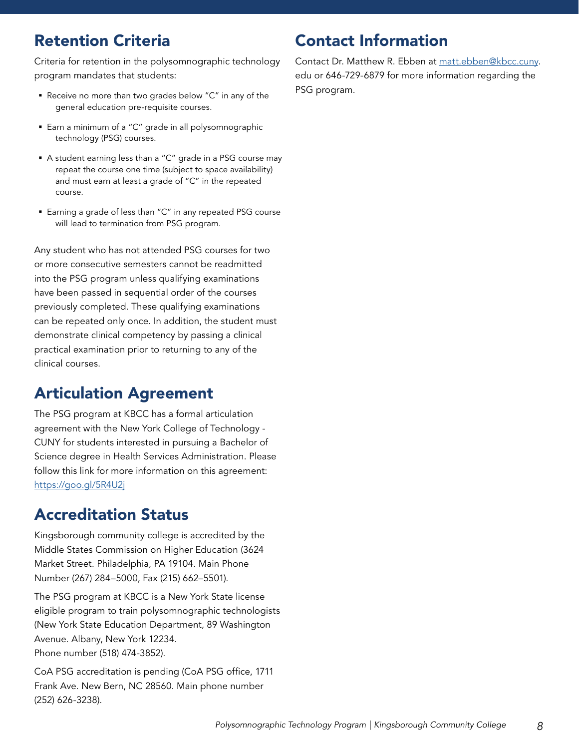## Retention Criteria

Criteria for retention in the polysomnographic technology program mandates that students:

- Receive no more than two grades below "C" in any of the general education pre-requisite courses.
- Earn a minimum of a "C" grade in all polysomnographic technology (PSG) courses.
- A student earning less than a "C" grade in a PSG course may repeat the course one time (subject to space availability) and must earn at least a grade of "C" in the repeated course.
- Earning a grade of less than "C" in any repeated PSG course will lead to termination from PSG program.

Any student who has not attended PSG courses for two or more consecutive semesters cannot be readmitted into the PSG program unless qualifying examinations have been passed in sequential order of the courses previously completed. These qualifying examinations can be repeated only once. In addition, the student must demonstrate clinical competency by passing a clinical practical examination prior to returning to any of the clinical courses.

## Articulation Agreement

The PSG program at KBCC has a formal articulation agreement with the New York College of Technology - CUNY for students interested in pursuing a Bachelor of Science degree in Health Services Administration. Please follow this link for more information on this agreement: https://goo.gl/5R4U2j

## Accreditation Status

Kingsborough community college is accredited by the Middle States Commission on Higher Education (3624 Market Street. Philadelphia, PA 19104. Main Phone Number (267) 284–5000, Fax (215) 662–5501).

The PSG program at KBCC is a New York State license eligible program to train polysomnographic technologists (New York State Education Department, 89 Washington Avenue. Albany, New York 12234.
Phone number (518) 474-3852).

CoA PSG accreditation is pending (CoA PSG office, 1711 Frank Ave. New Bern, NC 28560. Main phone number (252) 626-3238).

## Contact Information

Contact Dr. Matthew R. Ebben at matt.ebben@kbcc.cuny.edu or 646-729-6879 for more information regarding the PSG program.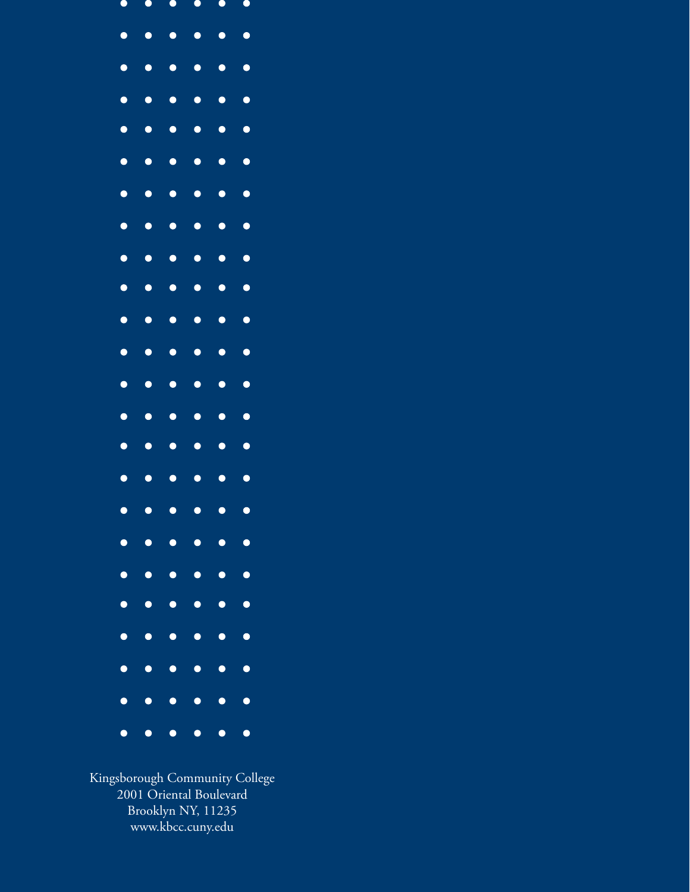Kingsborough Community College
2001 Oriental Boulevard
Brooklyn NY, 11235
www.kbcc.cuny.edu